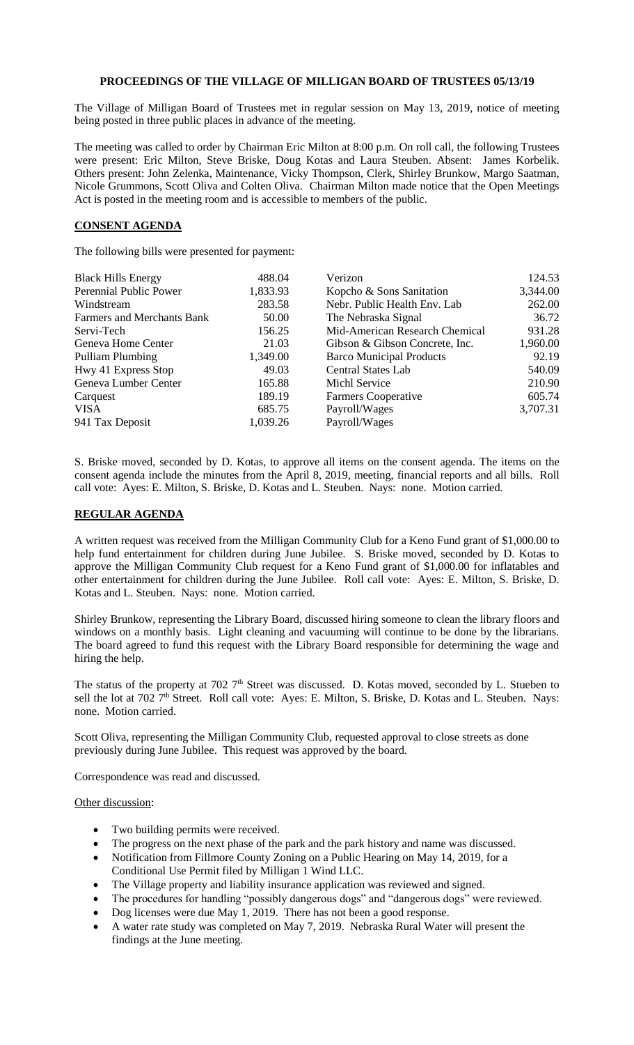# PROCEEDINGS OF THE VILLAGE OF MILLIGAN BOARD OF TRUSTEES 05/13/19

The Village of Milligan Board of Trustees met in regular session on May 13, 2019, notice of meeting being posted in three public places in advance of the meeting.

The meeting was called to order by Chairman Eric Milton at 8:00 p.m. On roll call, the following Trustees were present: Eric Milton, Steve Briske, Doug Kotas and Laura Steuben. Absent: James Korbelik. Others present: John Zelenka, Maintenance, Vicky Thompson, Clerk, Shirley Brunkow, Margo Saatman, Nicole Grummons, Scott Oliva and Colten Oliva. Chairman Milton made notice that the Open Meetings Act is posted in the meeting room and is accessible to members of the public.

## CONSENT AGENDA

The following bills were presented for payment:

| | | | |
|---|---|---|---|
| Black Hills Energy | 488.04 | Verizon | 124.53 |
| Perennial Public Power | 1,833.93 | Kopcho & Sons Sanitation | 3,344.00 |
| Windstream | 283.58 | Nebr. Public Health Env. Lab | 262.00 |
| Farmers and Merchants Bank | 50.00 | The Nebraska Signal | 36.72 |
| Servi-Tech | 156.25 | Mid-American Research Chemical | 931.28 |
| Geneva Home Center | 21.03 | Gibson & Gibson Concrete, Inc. | 1,960.00 |
| Pulliam Plumbing | 1,349.00 | Barco Municipal Products | 92.19 |
| Hwy 41 Express Stop | 49.03 | Central States Lab | 540.09 |
| Geneva Lumber Center | 165.88 | Michl Service | 210.90 |
| Carquest | 189.19 | Farmers Cooperative | 605.74 |
| VISA | 685.75 | Payroll/Wages | 3,707.31 |
| 941 Tax Deposit | 1,039.26 | Payroll/Wages | |

S. Briske moved, seconded by D. Kotas, to approve all items on the consent agenda. The items on the consent agenda include the minutes from the April 8, 2019, meeting, financial reports and all bills. Roll call vote: Ayes: E. Milton, S. Briske, D. Kotas and L. Steuben. Nays: none. Motion carried.

## REGULAR AGENDA

A written request was received from the Milligan Community Club for a Keno Fund grant of $1,000.00 to help fund entertainment for children during June Jubilee. S. Briske moved, seconded by D. Kotas to approve the Milligan Community Club request for a Keno Fund grant of $1,000.00 for inflatables and other entertainment for children during the June Jubilee. Roll call vote: Ayes: E. Milton, S. Briske, D. Kotas and L. Steuben. Nays: none. Motion carried.

Shirley Brunkow, representing the Library Board, discussed hiring someone to clean the library floors and windows on a monthly basis. Light cleaning and vacuuming will continue to be done by the librarians. The board agreed to fund this request with the Library Board responsible for determining the wage and hiring the help.

The status of the property at 702 7th Street was discussed. D. Kotas moved, seconded by L. Stueben to sell the lot at 702 7th Street. Roll call vote: Ayes: E. Milton, S. Briske, D. Kotas and L. Steuben. Nays: none. Motion carried.

Scott Oliva, representing the Milligan Community Club, requested approval to close streets as done previously during June Jubilee. This request was approved by the board.

Correspondence was read and discussed.

Other discussion:

- Two building permits were received.
- The progress on the next phase of the park and the park history and name was discussed.
- Notification from Fillmore County Zoning on a Public Hearing on May 14, 2019, for a Conditional Use Permit filed by Milligan 1 Wind LLC.
- The Village property and liability insurance application was reviewed and signed.
- The procedures for handling "possibly dangerous dogs" and "dangerous dogs" were reviewed.
- Dog licenses were due May 1, 2019. There has not been a good response.
- A water rate study was completed on May 7, 2019. Nebraska Rural Water will present the findings at the June meeting.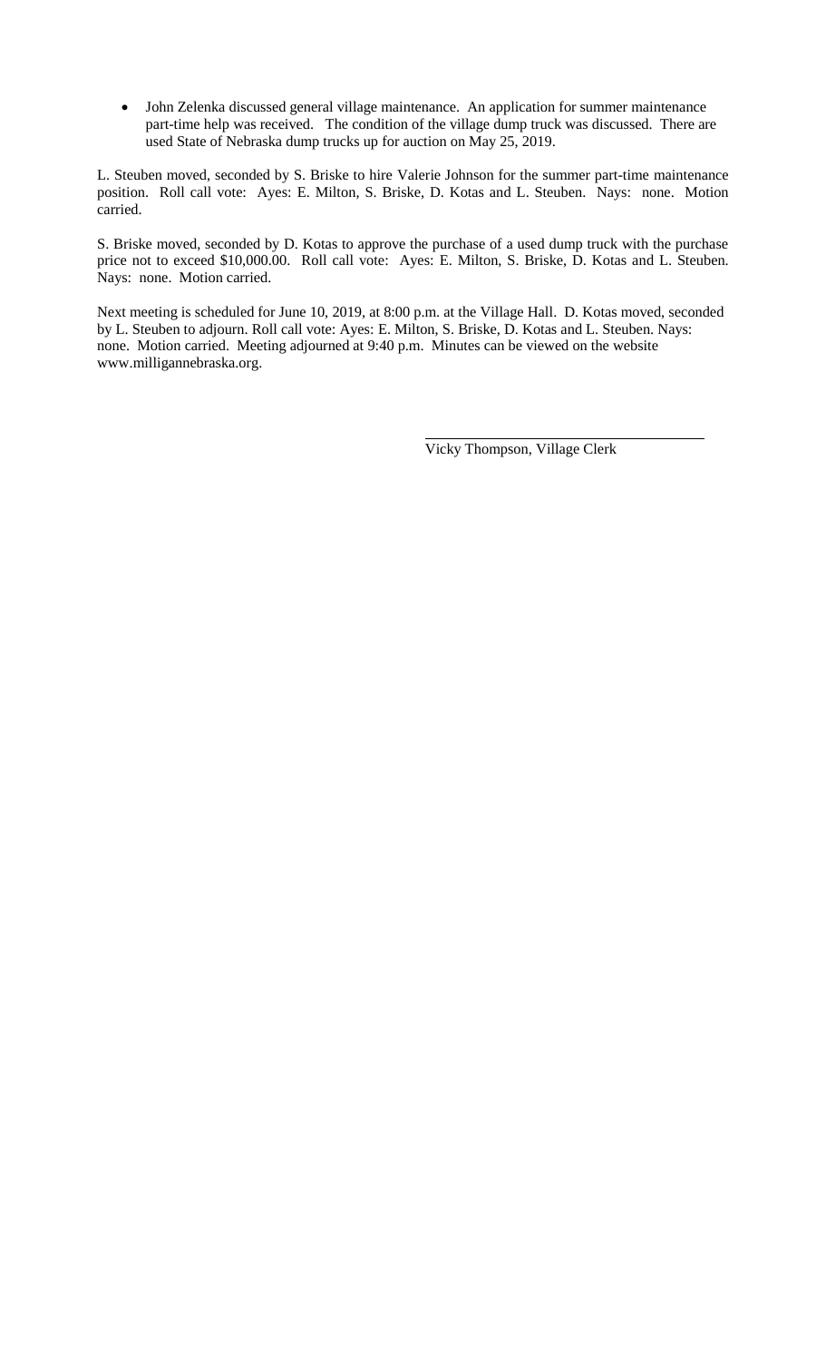- John Zelenka discussed general village maintenance. An application for summer maintenance part-time help was received. The condition of the village dump truck was discussed. There are used State of Nebraska dump trucks up for auction on May 25, 2019.

L. Steuben moved, seconded by S. Briske to hire Valerie Johnson for the summer part-time maintenance position. Roll call vote: Ayes: E. Milton, S. Briske, D. Kotas and L. Steuben. Nays: none. Motion carried.

S. Briske moved, seconded by D. Kotas to approve the purchase of a used dump truck with the purchase price not to exceed $10,000.00. Roll call vote: Ayes: E. Milton, S. Briske, D. Kotas and L. Steuben. Nays: none. Motion carried.

Next meeting is scheduled for June 10, 2019, at 8:00 p.m. at the Village Hall. D. Kotas moved, seconded by L. Steuben to adjourn. Roll call vote: Ayes: E. Milton, S. Briske, D. Kotas and L. Steuben. Nays: none. Motion carried. Meeting adjourned at 9:40 p.m. Minutes can be viewed on the website www.millignannebraska.org.

Vicky Thompson, Village Clerk